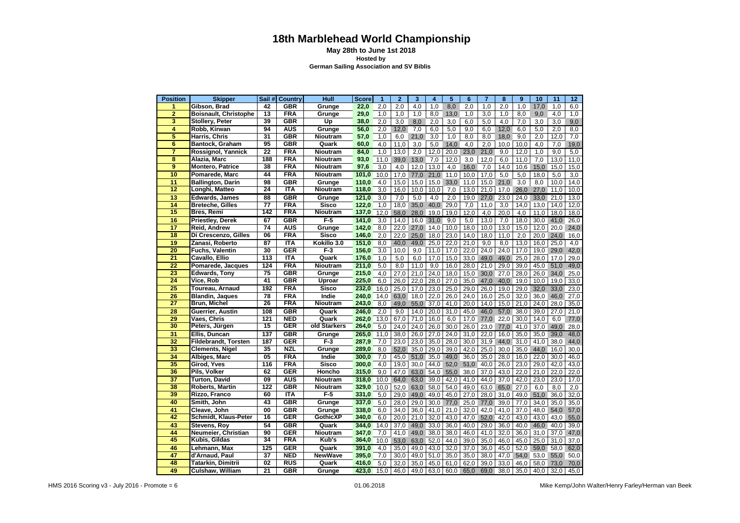# 18th Marblehead World Championship

**May 28th to June 1st 2018**

**Hosted by**

**German Sailing Association and SV Biblis**

| Position | Skipper | Sail # | Country | Hull | Score | 1 | 2 | 3 | 4 | 5 | 6 | 7 | 8 | 9 | 10 | 11 | 12 |
|---|---|---|---|---|---|---|---|---|---|---|---|---|---|---|---|---|---|
| 1 | Gibson, Brad | 42 | GBR | Grunge | 22,0 | 2,0 | 2,0 | 4,0 | 1,0 | 8,0 | 2,0 | 1,0 | 2,0 | 1,0 | 17,0 | 1,0 | 6,0 |
| 2 | Boisnault, Christophe | 13 | FRA | Grunge | 29,0 | 1,0 | 1,0 | 1,0 | 8,0 | 13,0 | 1,0 | 3,0 | 1,0 | 8,0 | 9,0 | 4,0 | 1,0 |
| 3 | Stollery, Peter | 39 | GBR | Up | 38,0 | 2,0 | 3,0 | 8,0 | 2,0 | 3,0 | 6,0 | 5,0 | 4,0 | 7,0 | 3,0 | 3,0 | 9,0 |
| 4 | Robb, Kirwan | 94 | AUS | Grunge | 56,0 | 2,0 | 12,0 | 7,0 | 6,0 | 5,0 | 9,0 | 6,0 | 12,0 | 6,0 | 5,0 | 2,0 | 8,0 |
| 5 | Harris, Chris | 31 | GBR | Nioutram | 57,0 | 1,0 | 6,0 | 21,0 | 3,0 | 1,0 | 8,0 | 8,0 | 18,0 | 9,0 | 2,0 | 12,0 | 7,0 |
| 6 | Bantock, Graham | 95 | GBR | Quark | 60,0 | 4,0 | 11,0 | 3,0 | 5,0 | 14,0 | 4,0 | 2,0 | 10,0 | 10,0 | 4,0 | 7,0 | 19,0 |
| 7 | Rossignol, Yannick | 22 | FRA | Nioutram | 84,0 | 1,0 | 13,0 | 2,0 | 12,0 | 20,0 | 23,0 | 21,0 | 9,0 | 12,0 | 1,0 | 9,0 | 5,0 |
| 8 | Alazia, Marc | 188 | FRA | Nioutram | 93,0 | 11,0 | 39,0 | 13,0 | 7,0 | 12,0 | 3,0 | 12,0 | 6,0 | 11,0 | 7,0 | 13,0 | 11,0 |
| 9 | Montero, Patrice | 38 | FRA | Nioutram | 97,6 | 3,0 | 4,0 | 12,0 | 13,0 | 4,0 | 16,0 | 7,0 | 14,0 | 10,6 | 15,0 | 15,0 | 15,0 |
| 10 | Pomarede, Marc | 44 | FRA | Nioutram | 101,0 | 10,0 | 17,0 | 77,0 | 21,0 | 11,0 | 10,0 | 17,0 | 5,0 | 5,0 | 18,0 | 5,0 | 3,0 |
| 11 | Ballington, Darin | 98 | GBR | Grunge | 110,0 | 4,0 | 15,0 | 15,0 | 15,0 | 33,0 | 11,0 | 15,0 | 21,0 | 3,0 | 8,0 | 10,0 | 14,0 |
| 12 | Longhi, Matteo | 24 | ITA | Nioutram | 118,0 | 3,0 | 16,0 | 10,0 | 10,0 | 7,0 | 13,0 | 21,0 | 17,0 | 26,0 | 27,0 | 11,0 | 10,0 |
| 13 | Edwards, James | 88 | GBR | Grunge | 121,0 | 3,0 | 7,0 | 5,0 | 4,0 | 2,0 | 19,0 | 27,0 | 23,0 | 24,0 | 33,0 | 21,0 | 13,0 |
| 14 | Breteche, Gilles | 77 | FRA | Sisco | 122,0 | 1,0 | 18,0 | 35,0 | 40,0 | 29,0 | 7,0 | 11,0 | 3,0 | 14,0 | 13,0 | 14,0 | 12,0 |
| 15 | Bres, Remi | 142 | FRA | Nioutram | 137,0 | 12,0 | 58,0 | 28,0 | 19,0 | 19,0 | 12,0 | 4,0 | 20,0 | 4,0 | 11,0 | 18,0 | 18,0 |
| 16 | Priestley, Derek | 67 | GBR | F-5 | 141,0 | 3,0 | 14,0 | 16,0 | 31,0 | 9,0 | 5,0 | 13,0 | 7,0 | 18,0 | 30,0 | 41,0 | 26,0 |
| 17 | Reid, Andrew | 74 | AUS | Grunge | 142,0 | 8,0 | 22,0 | 27,0 | 14,0 | 10,0 | 18,0 | 10,0 | 13,0 | 15,0 | 12,0 | 20,0 | 24,0 |
| 18 | Di Crescenzo, Gilles | 06 | FRA | Sisco | 146,0 | 2,0 | 22,0 | 25,0 | 18,0 | 23,0 | 14,0 | 18,0 | 11,0 | 2,0 | 20,0 | 24,0 | 16,0 |
| 19 | Zanasi, Roberto | 87 | ITA | Kokillo 3.0 | 151,0 | 8,0 | 40,0 | 49,0 | 25,0 | 22,0 | 21,0 | 9,0 | 8,0 | 13,0 | 16,0 | 25,0 | 4,0 |
| 20 | Fuchs, Valentin | 30 | GER | F-3 | 156,0 | 3,0 | 10,0 | 9,0 | 11,0 | 17,0 | 22,0 | 24,0 | 24,0 | 17,0 | 19,0 | 29,0 | 42,0 |
| 21 | Cavallo, Ellio | 113 | ITA | Quark | 176,0 | 1,0 | 5,0 | 6,0 | 17,0 | 15,0 | 33,0 | 49,0 | 49,0 | 25,0 | 28,0 | 17,0 | 29,0 |
| 22 | Pomarede, Jacques | 124 | FRA | Nioutram | 211,0 | 5,0 | 8,0 | 11,0 | 9,0 | 16,0 | 28,0 | 21,0 | 29,0 | 39,0 | 45,0 | 51,0 | 49,0 |
| 23 | Edwards, Tony | 75 | GBR | Grunge | 215,0 | 4,0 | 27,0 | 21,0 | 24,0 | 18,0 | 15,0 | 30,0 | 27,0 | 28,0 | 26,0 | 34,0 | 25,0 |
| 24 | Vice, Rob | 41 | GBR | Uproar | 225,0 | 6,0 | 26,0 | 22,0 | 28,0 | 27,0 | 35,0 | 47,0 | 40,0 | 19,0 | 10,0 | 19,0 | 33,0 |
| 25 | Toureau, Arnaud | 192 | FRA | Sisco | 232,0 | 16,0 | 25,0 | 17,0 | 23,0 | 25,0 | 29,0 | 26,0 | 19,0 | 29,0 | 32,0 | 33,0 | 23,0 |
| 26 | Blandin, Jaques | 78 | FRA | Indie | 240,0 | 14,0 | 63,0 | 18,0 | 22,0 | 26,0 | 24,0 | 16,0 | 25,0 | 32,0 | 36,0 | 46,0 | 27,0 |
| 27 | Brun, Michel | 26 | FRA | Nioutram | 243,0 | 8,0 | 49,0 | 55,0 | 37,0 | 41,0 | 20,0 | 14,0 | 15,0 | 21,0 | 24,0 | 28,0 | 35,0 |
| 28 | Guerrier, Austin | 108 | GBR | Quark | 246,0 | 2,0 | 9,0 | 14,0 | 20,0 | 31,0 | 45,0 | 46,0 | 57,0 | 38,0 | 39,0 | 27,0 | 21,0 |
| 29 | Vaes, Chris | 121 | NED | Quark | 262,0 | 13,0 | 67,0 | 71,0 | 16,0 | 6,0 | 17,0 | 77,0 | 22,0 | 30,0 | 14,0 | 6,0 | 77,0 |
| 30 | Peters, Jürgen | 15 | GER | old Starkers | 264,0 | 5,0 | 24,0 | 24,0 | 26,0 | 30,0 | 26,0 | 23,0 | 77,0 | 41,0 | 37,0 | 49,0 | 28,0 |
| 31 | Ellis, Duncan | 137 | GBR | Grunge | 265,0 | 11,0 | 38,0 | 26,0 | 27,0 | 24,0 | 31,0 | 22,0 | 16,0 | 35,0 | 35,0 | 39,0 | 48,0 |
| 32 | Fildebrandt, Torsten | 187 | GER | F-3 | 287,9 | 7,0 | 23,0 | 23,0 | 35,0 | 28,0 | 30,0 | 31,9 | 44,0 | 31,0 | 41,0 | 38,0 | 44,0 |
| 33 | Clements, Nigel | 35 | NZL | Grunge | 289,0 | 8,0 | 52,0 | 35,0 | 29,0 | 39,0 | 42,0 | 25,0 | 30,0 | 35,0 | 44,0 | 16,0 | 30,0 |
| 34 | Albiges, Marc | 05 | FRA | Indie | 300,0 | 7,0 | 45,0 | 51,0 | 35,0 | 49,0 | 36,0 | 35,0 | 28,0 | 16,0 | 22,0 | 30,0 | 46,0 |
| 35 | Girod, Yves | 116 | FRA | Sisco | 300,0 | 4,0 | 19,0 | 30,0 | 44,0 | 52,0 | 51,0 | 40,0 | 26,0 | 23,0 | 29,0 | 42,0 | 43,0 |
| 36 | Pils, Volker | 62 | GER | Honcho | 315,0 | 9,0 | 47,0 | 63,0 | 54,0 | 55,0 | 38,0 | 37,0 | 43,0 | 22,0 | 21,0 | 22,0 | 22,0 |
| 37 | Turton, David | 09 | AUS | Nioutram | 318,0 | 10,0 | 64,0 | 63,0 | 39,0 | 42,0 | 41,0 | 44,0 | 37,0 | 42,0 | 23,0 | 23,0 | 17,0 |
| 38 | Roberts, Martin | 122 | GBR | Nioutram | 329,0 | 10,0 | 52,0 | 63,0 | 58,0 | 54,0 | 49,0 | 63,0 | 65,0 | 27,0 | 6,0 | 8,0 | 2,0 |
| 39 | Rizzo, Franco | 60 | ITA | F-5 | 331,0 | 5,0 | 29,0 | 49,0 | 49,0 | 45,0 | 27,0 | 28,0 | 31,0 | 49,0 | 51,0 | 36,0 | 32,0 |
| 40 | Smith, John | 43 | GBR | Grunge | 337,0 | 5,0 | 28,0 | 29,0 | 30,0 | 77,0 | 25,0 | 77,0 | 39,0 | 77,0 | 34,0 | 35,0 | 35,0 |
| 41 | Cleave, John | 00 | GBR | Grunge | 338,0 | 6,0 | 34,0 | 36,0 | 41,0 | 21,0 | 32,0 | 42,0 | 41,0 | 37,0 | 48,0 | 54,0 | 57,0 |
| 42 | Schmidt, Klaus-Peter | 16 | GER | GothicXP | 340,0 | 6,0 | 20,0 | 21,0 | 32,0 | 43,0 | 47,0 | 52,0 | 42,0 | 43,0 | 43,0 | 43,0 | 55,0 |
| 43 | Stevens, Roy | 54 | GBR | Quark | 344,0 | 14,0 | 37,0 | 49,0 | 33,0 | 36,0 | 40,0 | 29,0 | 36,0 | 40,0 | 46,0 | 40,0 | 39,0 |
| 44 | Neumeier, Christian | 90 | GER | Nioutram | 347,0 | 7,0 | 41,0 | 49,0 | 38,0 | 38,0 | 46,0 | 41,0 | 32,0 | 36,0 | 31,0 | 37,0 | 47,0 |
| 45 | Kubis, Gildas | 34 | FRA | Kub's | 364,0 | 10,0 | 53,0 | 63,0 | 52,0 | 44,0 | 39,0 | 35,0 | 46,0 | 45,0 | 25,0 | 31,0 | 37,0 |
| 46 | Lehmann, Max | 125 | GER | Quark | 391,0 | 4,0 | 35,0 | 49,0 | 43,0 | 32,0 | 37,0 | 36,0 | 45,0 | 52,0 | 59,0 | 58,0 | 62,0 |
| 47 | d'Arnaud, Paul | 37 | NED | NewWave | 395,0 | 7,0 | 30,0 | 49,0 | 51,0 | 35,0 | 35,0 | 38,0 | 47,0 | 54,0 | 53,0 | 55,0 | 50,0 |
| 48 | Tatarkin, Dimitrii | 02 | RUS | Quark | 416,0 | 5,0 | 32,0 | 35,0 | 45,0 | 61,0 | 62,0 | 39,0 | 33,0 | 46,0 | 58,0 | 73,0 | 70,0 |
| 49 | Culshaw, William | 21 | GBR | Grunge | 423,0 | 15,0 | 46,0 | 49,0 | 63,0 | 60,0 | 65,0 | 69,0 | 38,0 | 35,0 | 40,0 | 32,0 | 45,0 |

HMS 2016 Scoring v3 - July 2016 - Promote = 6 | 01.06.2018 | Mike Kemp/John Walter/Henry Farley/Herman van Beek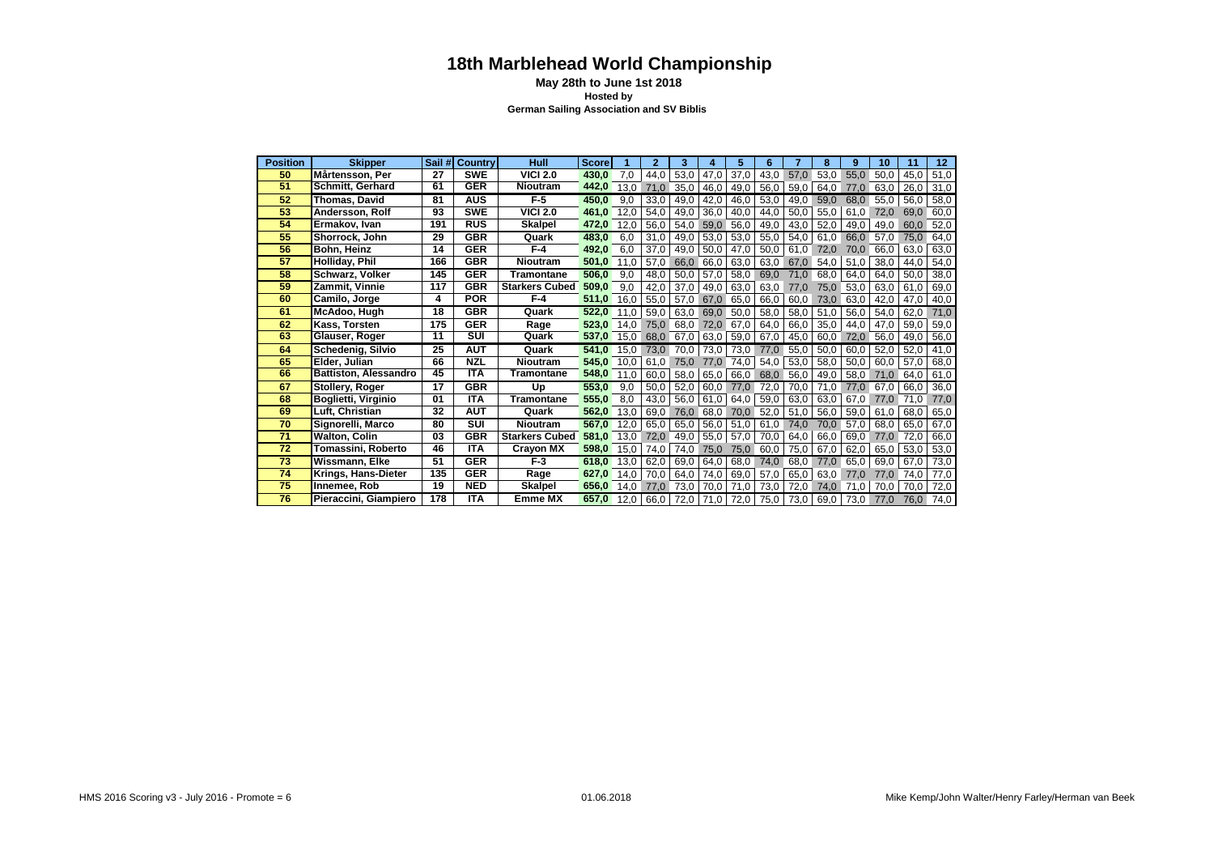# 18th Marblehead World Championship

**May 28th to June 1st 2018**

**Hosted by**

**German Sailing Association and SV Biblis**

| Position | Skipper | Sail # | Country | Hull | Score | 1 | 2 | 3 | 4 | 5 | 6 | 7 | 8 | 9 | 10 | 11 | 12 |
|---|---|---|---|---|---|---|---|---|---|---|---|---|---|---|---|---|---|
| 50 | Mårtensson, Per | 27 | SWE | VICI 2.0 | 430,0 | 7,0 | 44,0 | 53,0 | 47,0 | 37,0 | 43,0 | 57,0 | 53,0 | 55,0 | 50,0 | 45,0 | 51,0 |
| 51 | Schmitt, Gerhard | 61 | GER | Nioutram | 442,0 | 13,0 | 71,0 | 35,0 | 46,0 | 49,0 | 56,0 | 59,0 | 64,0 | 77,0 | 63,0 | 26,0 | 31,0 |
| 52 | Thomas, David | 81 | AUS | F-5 | 450,0 | 9,0 | 33,0 | 49,0 | 42,0 | 46,0 | 53,0 | 49,0 | 59,0 | 68,0 | 55,0 | 56,0 | 58,0 |
| 53 | Andersson, Rolf | 93 | SWE | VICI 2.0 | 461,0 | 12,0 | 54,0 | 49,0 | 36,0 | 40,0 | 44,0 | 50,0 | 55,0 | 61,0 | 72,0 | 69,0 | 60,0 |
| 54 | Ermakov, Ivan | 191 | RUS | Skalpel | 472,0 | 12,0 | 56,0 | 54,0 | 59,0 | 56,0 | 49,0 | 43,0 | 52,0 | 49,0 | 49,0 | 60,0 | 52,0 |
| 55 | Shorrock, John | 29 | GBR | Quark | 483,0 | 6,0 | 31,0 | 49,0 | 53,0 | 53,0 | 55,0 | 54,0 | 61,0 | 66,0 | 57,0 | 75,0 | 64,0 |
| 56 | Bohn, Heinz | 14 | GER | F-4 | 492,0 | 6,0 | 37,0 | 49,0 | 50,0 | 47,0 | 50,0 | 61,0 | 72,0 | 70,0 | 66,0 | 63,0 | 63,0 |
| 57 | Holliday, Phil | 166 | GBR | Nioutram | 501,0 | 11,0 | 57,0 | 66,0 | 66,0 | 63,0 | 63,0 | 67,0 | 54,0 | 51,0 | 38,0 | 44,0 | 54,0 |
| 58 | Schwarz, Volker | 145 | GER | Tramontane | 506,0 | 9,0 | 48,0 | 50,0 | 57,0 | 58,0 | 69,0 | 71,0 | 68,0 | 64,0 | 64,0 | 50,0 | 38,0 |
| 59 | Zammit, Vinnie | 117 | GBR | Starkers Cubed | 509,0 | 9,0 | 42,0 | 37,0 | 49,0 | 63,0 | 63,0 | 77,0 | 75,0 | 53,0 | 63,0 | 61,0 | 69,0 |
| 60 | Camilo, Jorge | 4 | POR | F-4 | 511,0 | 16,0 | 55,0 | 57,0 | 67,0 | 65,0 | 66,0 | 60,0 | 73,0 | 63,0 | 42,0 | 47,0 | 40,0 |
| 61 | McAdoo, Hugh | 18 | GBR | Quark | 522,0 | 11,0 | 59,0 | 63,0 | 69,0 | 50,0 | 58,0 | 58,0 | 51,0 | 56,0 | 54,0 | 62,0 | 71,0 |
| 62 | Kass, Torsten | 175 | GER | Rage | 523,0 | 14,0 | 75,0 | 68,0 | 72,0 | 67,0 | 64,0 | 66,0 | 35,0 | 44,0 | 47,0 | 59,0 | 59,0 |
| 63 | Glauser, Roger | 11 | SUI | Quark | 537,0 | 15,0 | 68,0 | 67,0 | 63,0 | 59,0 | 67,0 | 45,0 | 60,0 | 72,0 | 56,0 | 49,0 | 56,0 |
| 64 | Schedenig, Silvio | 25 | AUT | Quark | 541,0 | 15,0 | 73,0 | 70,0 | 73,0 | 73,0 | 77,0 | 55,0 | 50,0 | 60,0 | 52,0 | 52,0 | 41,0 |
| 65 | Elder, Julian | 66 | NZL | Nioutram | 545,0 | 10,0 | 61,0 | 75,0 | 77,0 | 74,0 | 54,0 | 53,0 | 58,0 | 50,0 | 60,0 | 57,0 | 68,0 |
| 66 | Battiston, Alessandro | 45 | ITA | Tramontane | 548,0 | 11,0 | 60,0 | 58,0 | 65,0 | 66,0 | 68,0 | 56,0 | 49,0 | 58,0 | 71,0 | 64,0 | 61,0 |
| 67 | Stollery, Roger | 17 | GBR | Up | 553,0 | 9,0 | 50,0 | 52,0 | 60,0 | 77,0 | 72,0 | 70,0 | 71,0 | 77,0 | 67,0 | 66,0 | 36,0 |
| 68 | Boglietti, Virginio | 01 | ITA | Tramontane | 555,0 | 8,0 | 43,0 | 56,0 | 61,0 | 64,0 | 59,0 | 63,0 | 63,0 | 67,0 | 77,0 | 71,0 | 77,0 |
| 69 | Luft, Christian | 32 | AUT | Quark | 562,0 | 13,0 | 69,0 | 76,0 | 68,0 | 70,0 | 52,0 | 51,0 | 56,0 | 59,0 | 61,0 | 68,0 | 65,0 |
| 70 | Signorelli, Marco | 80 | SUI | Nioutram | 567,0 | 12,0 | 65,0 | 65,0 | 56,0 | 51,0 | 61,0 | 74,0 | 70,0 | 57,0 | 68,0 | 65,0 | 67,0 |
| 71 | Walton, Colin | 03 | GBR | Starkers Cubed | 581,0 | 13,0 | 72,0 | 49,0 | 55,0 | 57,0 | 70,0 | 64,0 | 66,0 | 69,0 | 77,0 | 72,0 | 66,0 |
| 72 | Tomassini, Roberto | 46 | ITA | Crayon MX | 598,0 | 15,0 | 74,0 | 74,0 | 75,0 | 75,0 | 60,0 | 75,0 | 67,0 | 62,0 | 65,0 | 53,0 | 53,0 |
| 73 | Wissmann, Elke | 51 | GER | F-3 | 618,0 | 13,0 | 62,0 | 69,0 | 64,0 | 68,0 | 74,0 | 68,0 | 77,0 | 65,0 | 69,0 | 67,0 | 73,0 |
| 74 | Krings, Hans-Dieter | 135 | GER | Rage | 627,0 | 14,0 | 70,0 | 64,0 | 74,0 | 69,0 | 57,0 | 65,0 | 63,0 | 77,0 | 77,0 | 74,0 | 77,0 |
| 75 | Innemee, Rob | 19 | NED | Skalpel | 656,0 | 14,0 | 77,0 | 73,0 | 70,0 | 71,0 | 73,0 | 72,0 | 74,0 | 71,0 | 70,0 | 70,0 | 72,0 |
| 76 | Pieraccini, Giampiero | 178 | ITA | Emme MX | 657,0 | 12,0 | 66,0 | 72,0 | 71,0 | 72,0 | 75,0 | 73,0 | 69,0 | 73,0 | 77,0 | 76,0 | 74,0 |

HMS 2016 Scoring v3 - July 2016 - Promote = 6 01.06.2018 Mike Kemp/John Walter/Henry Farley/Herman van Beek